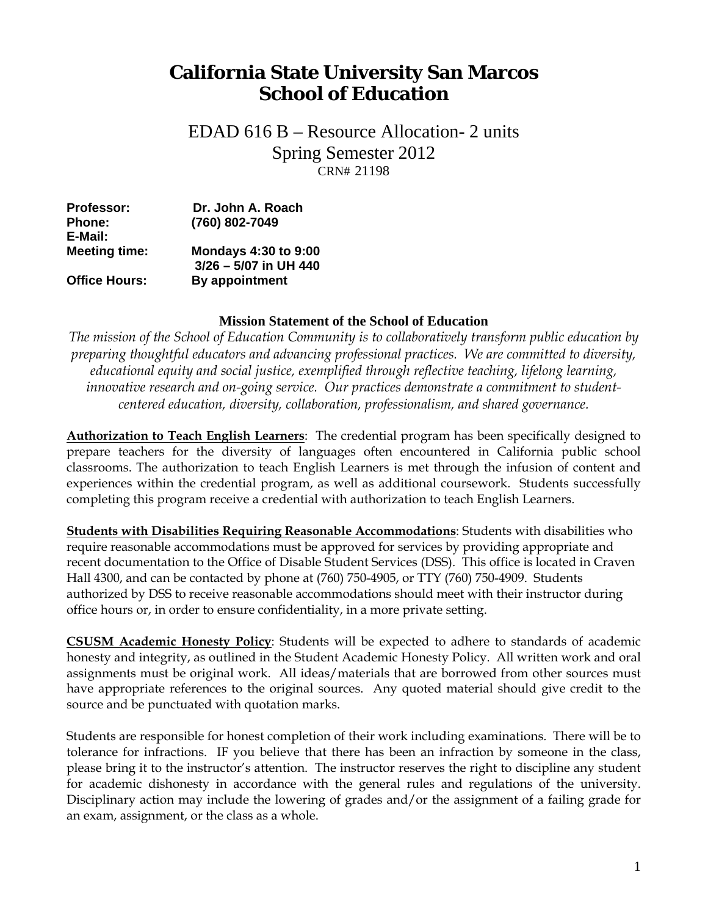# California State University San Marcos
# School of Education

## EDAD 616 B – Resource Allocation- 2 units
## Spring Semester 2012
CRN# 21198

**Professor:** Dr. John A. Roach
**Phone:** (760) 802-7049
**E-Mail:**
**Meeting time:** Mondays 4:30 to 9:00
3/26 – 5/07 in UH 440
**Office Hours:** By appointment

**Mission Statement of the School of Education**

*The mission of the School of Education Community is to collaboratively transform public education by preparing thoughtful educators and advancing professional practices. We are committed to diversity, educational equity and social justice, exemplified through reflective teaching, lifelong learning, innovative research and on-going service. Our practices demonstrate a commitment to student-centered education, diversity, collaboration, professionalism, and shared governance.*

**Authorization to Teach English Learners**: The credential program has been specifically designed to prepare teachers for the diversity of languages often encountered in California public school classrooms. The authorization to teach English Learners is met through the infusion of content and experiences within the credential program, as well as additional coursework. Students successfully completing this program receive a credential with authorization to teach English Learners.

**Students with Disabilities Requiring Reasonable Accommodations**: Students with disabilities who require reasonable accommodations must be approved for services by providing appropriate and recent documentation to the Office of Disable Student Services (DSS). This office is located in Craven Hall 4300, and can be contacted by phone at (760) 750-4905, or TTY (760) 750-4909. Students authorized by DSS to receive reasonable accommodations should meet with their instructor during office hours or, in order to ensure confidentiality, in a more private setting.

**CSUSM Academic Honesty Policy**: Students will be expected to adhere to standards of academic honesty and integrity, as outlined in the Student Academic Honesty Policy. All written work and oral assignments must be original work. All ideas/materials that are borrowed from other sources must have appropriate references to the original sources. Any quoted material should give credit to the source and be punctuated with quotation marks.

Students are responsible for honest completion of their work including examinations. There will be to tolerance for infractions. IF you believe that there has been an infraction by someone in the class, please bring it to the instructor's attention. The instructor reserves the right to discipline any student for academic dishonesty in accordance with the general rules and regulations of the university. Disciplinary action may include the lowering of grades and/or the assignment of a failing grade for an exam, assignment, or the class as a whole.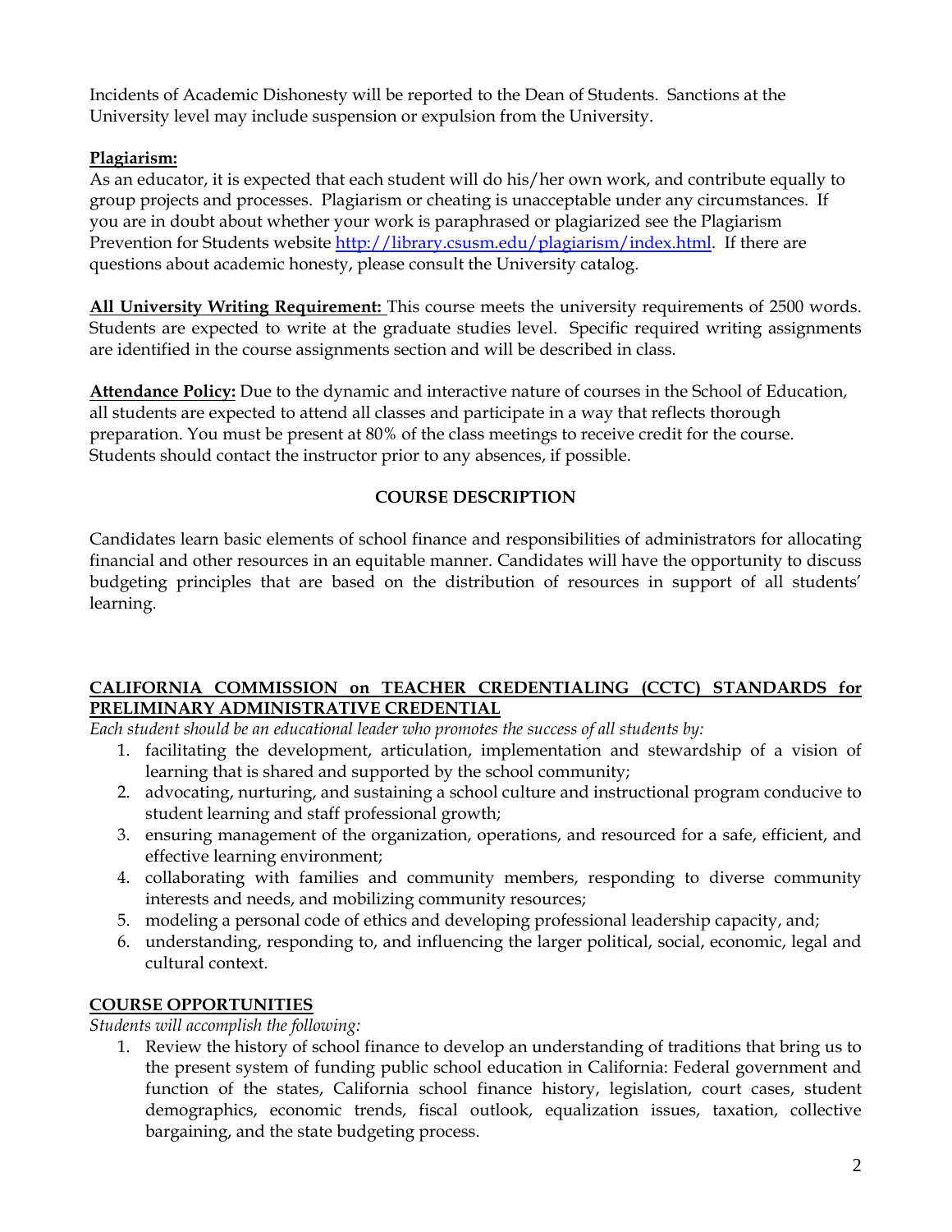Incidents of Academic Dishonesty will be reported to the Dean of Students. Sanctions at the University level may include suspension or expulsion from the University.

**Plagiarism:**

As an educator, it is expected that each student will do his/her own work, and contribute equally to group projects and processes. Plagiarism or cheating is unacceptable under any circumstances. If you are in doubt about whether your work is paraphrased or plagiarized see the Plagiarism Prevention for Students website http://library.csusm.edu/plagiarism/index.html. If there are questions about academic honesty, please consult the University catalog.

**All University Writing Requirement:** This course meets the university requirements of 2500 words. Students are expected to write at the graduate studies level. Specific required writing assignments are identified in the course assignments section and will be described in class.

**Attendance Policy:** Due to the dynamic and interactive nature of courses in the School of Education, all students are expected to attend all classes and participate in a way that reflects thorough preparation. You must be present at 80% of the class meetings to receive credit for the course. Students should contact the instructor prior to any absences, if possible.

## COURSE DESCRIPTION

Candidates learn basic elements of school finance and responsibilities of administrators for allocating financial and other resources in an equitable manner. Candidates will have the opportunity to discuss budgeting principles that are based on the distribution of resources in support of all students' learning.

**CALIFORNIA COMMISSION on TEACHER CREDENTIALING (CCTC) STANDARDS for PRELIMINARY ADMINISTRATIVE CREDENTIAL**

*Each student should be an educational leader who promotes the success of all students by:*

1. facilitating the development, articulation, implementation and stewardship of a vision of learning that is shared and supported by the school community;
2. advocating, nurturing, and sustaining a school culture and instructional program conducive to student learning and staff professional growth;
3. ensuring management of the organization, operations, and resourced for a safe, efficient, and effective learning environment;
4. collaborating with families and community members, responding to diverse community interests and needs, and mobilizing community resources;
5. modeling a personal code of ethics and developing professional leadership capacity, and;
6. understanding, responding to, and influencing the larger political, social, economic, legal and cultural context.

**COURSE OPPORTUNITIES**

*Students will accomplish the following:*

1. Review the history of school finance to develop an understanding of traditions that bring us to the present system of funding public school education in California: Federal government and function of the states, California school finance history, legislation, court cases, student demographics, economic trends, fiscal outlook, equalization issues, taxation, collective bargaining, and the state budgeting process.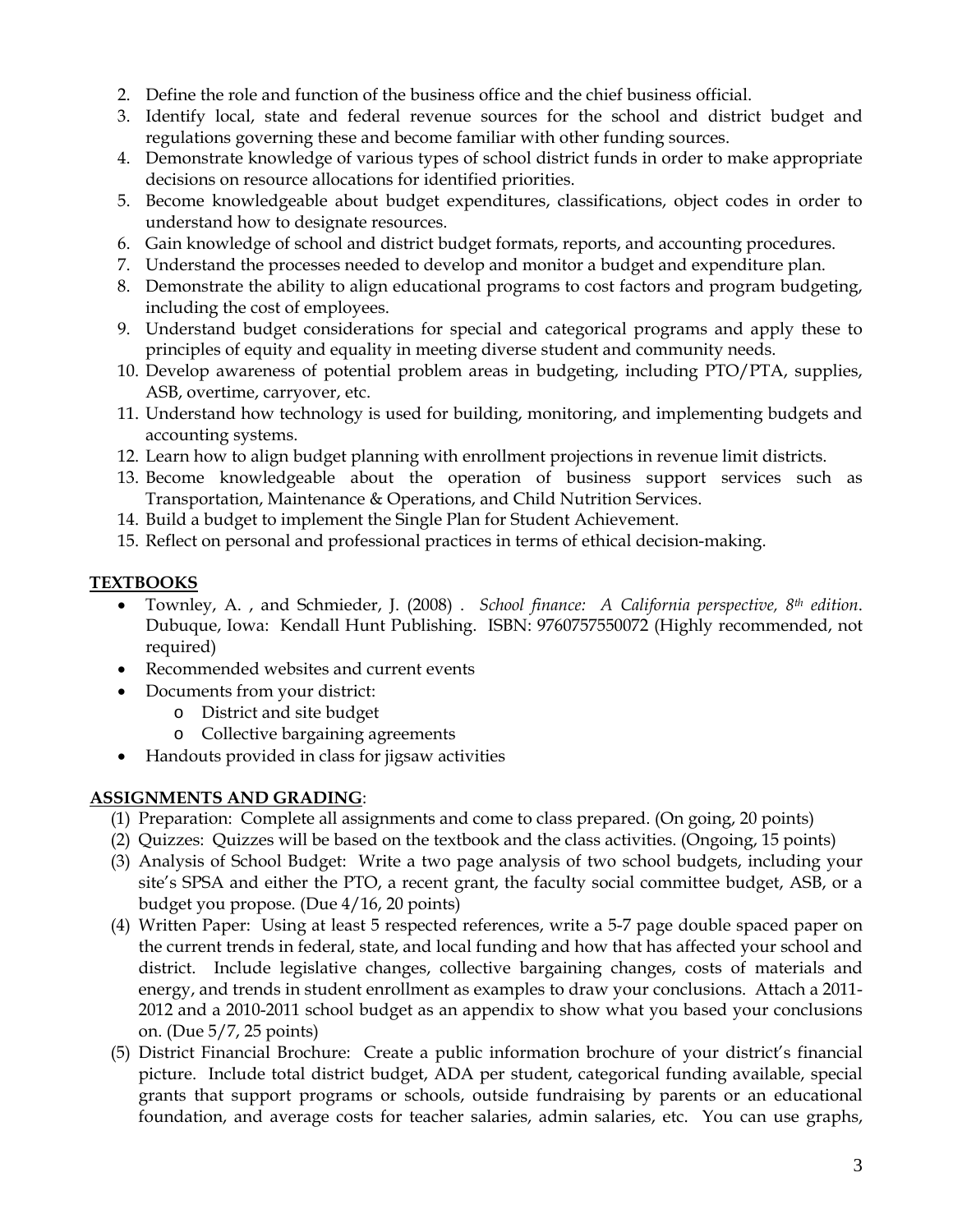2. Define the role and function of the business office and the chief business official.
3. Identify local, state and federal revenue sources for the school and district budget and regulations governing these and become familiar with other funding sources.
4. Demonstrate knowledge of various types of school district funds in order to make appropriate decisions on resource allocations for identified priorities.
5. Become knowledgeable about budget expenditures, classifications, object codes in order to understand how to designate resources.
6. Gain knowledge of school and district budget formats, reports, and accounting procedures.
7. Understand the processes needed to develop and monitor a budget and expenditure plan.
8. Demonstrate the ability to align educational programs to cost factors and program budgeting, including the cost of employees.
9. Understand budget considerations for special and categorical programs and apply these to principles of equity and equality in meeting diverse student and community needs.
10. Develop awareness of potential problem areas in budgeting, including PTO/PTA, supplies, ASB, overtime, carryover, etc.
11. Understand how technology is used for building, monitoring, and implementing budgets and accounting systems.
12. Learn how to align budget planning with enrollment projections in revenue limit districts.
13. Become knowledgeable about the operation of business support services such as Transportation, Maintenance & Operations, and Child Nutrition Services.
14. Build a budget to implement the Single Plan for Student Achievement.
15. Reflect on personal and professional practices in terms of ethical decision-making.

## TEXTBOOKS

- Townley, A. , and Schmieder, J. (2008) . *School finance: A California perspective, 8th edition*. Dubuque, Iowa: Kendall Hunt Publishing. ISBN: 9760757550072 (Highly recommended, not required)
- Recommended websites and current events
- Documents from your district:
    - District and site budget
    - Collective bargaining agreements
- Handouts provided in class for jigsaw activities

## ASSIGNMENTS AND GRADING:

(1) Preparation: Complete all assignments and come to class prepared. (On going, 20 points)

(2) Quizzes: Quizzes will be based on the textbook and the class activities. (Ongoing, 15 points)

(3) Analysis of School Budget: Write a two page analysis of two school budgets, including your site's SPSA and either the PTO, a recent grant, the faculty social committee budget, ASB, or a budget you propose. (Due 4/16, 20 points)

(4) Written Paper: Using at least 5 respected references, write a 5-7 page double spaced paper on the current trends in federal, state, and local funding and how that has affected your school and district. Include legislative changes, collective bargaining changes, costs of materials and energy, and trends in student enrollment as examples to draw your conclusions. Attach a 2011-2012 and a 2010-2011 school budget as an appendix to show what you based your conclusions on. (Due 5/7, 25 points)

(5) District Financial Brochure: Create a public information brochure of your district's financial picture. Include total district budget, ADA per student, categorical funding available, special grants that support programs or schools, outside fundraising by parents or an educational foundation, and average costs for teacher salaries, admin salaries, etc. You can use graphs,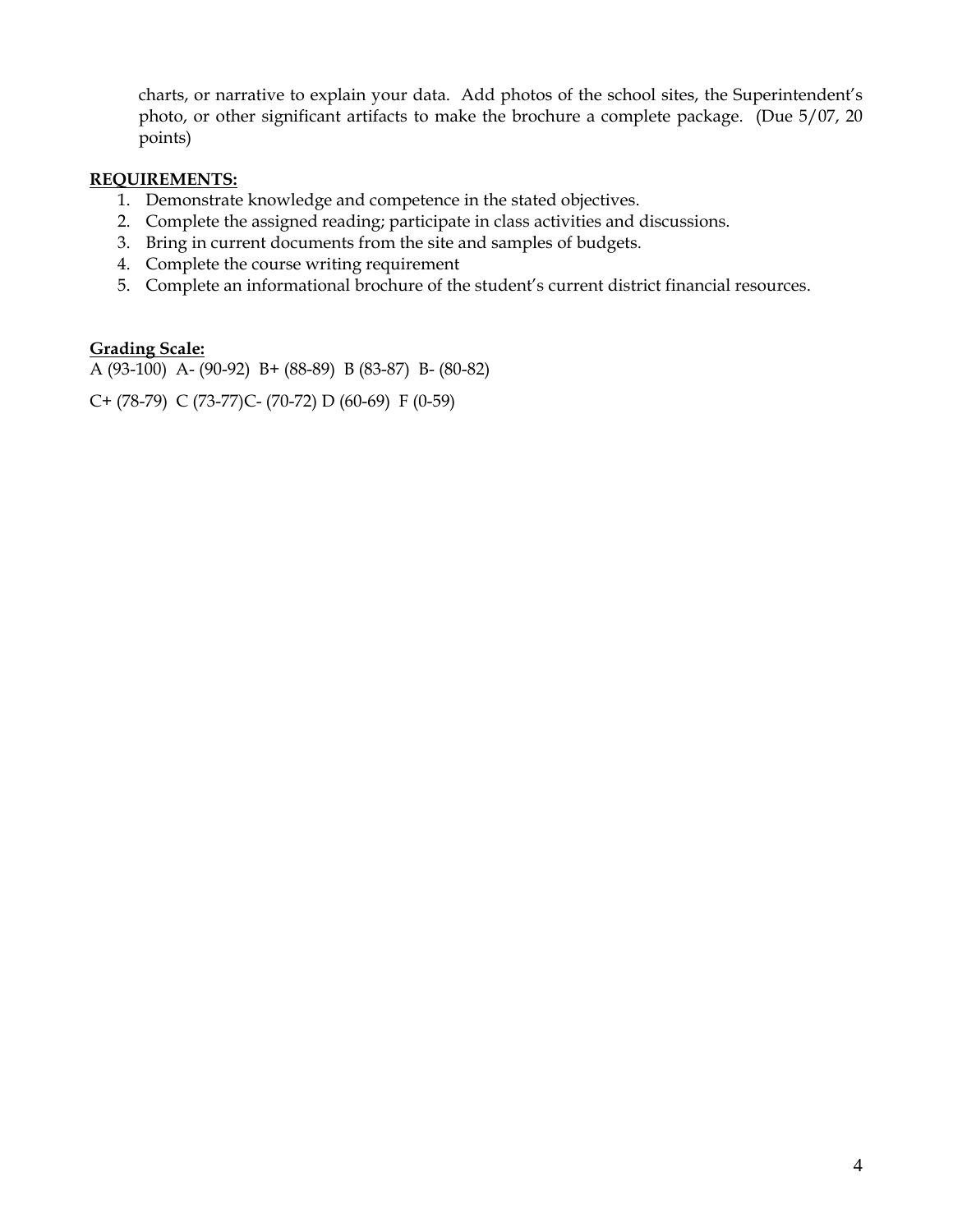charts, or narrative to explain your data. Add photos of the school sites, the Superintendent's photo, or other significant artifacts to make the brochure a complete package. (Due 5/07, 20 points)

**REQUIREMENTS:**

1. Demonstrate knowledge and competence in the stated objectives.
2. Complete the assigned reading; participate in class activities and discussions.
3. Bring in current documents from the site and samples of budgets.
4. Complete the course writing requirement
5. Complete an informational brochure of the student's current district financial resources.

**Grading Scale:**

A (93-100) A- (90-92) B+ (88-89) B (83-87) B- (80-82)

C+ (78-79) C (73-77)C- (70-72) D (60-69) F (0-59)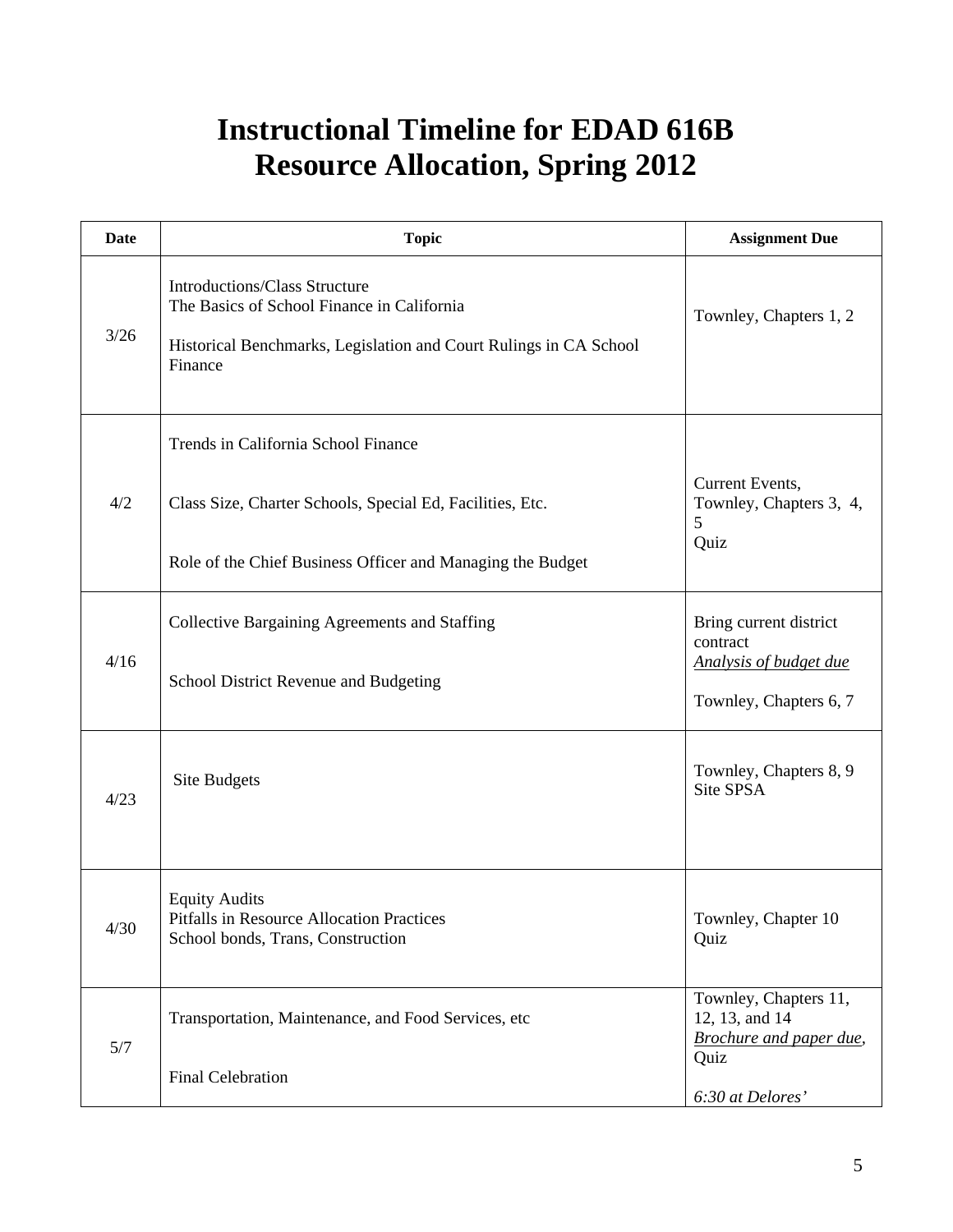# Instructional Timeline for EDAD 616B Resource Allocation, Spring 2012

| Date | Topic | Assignment Due |
|---|---|---|
| 3/26 | Introductions/Class Structure<br>The Basics of School Finance in California<br><br>Historical Benchmarks, Legislation and Court Rulings in CA School Finance | Townley, Chapters 1, 2 |
| 4/2 | Trends in California School Finance<br><br>Class Size, Charter Schools, Special Ed, Facilities, Etc.<br><br>Role of the Chief Business Officer and Managing the Budget | Current Events,<br>Townley, Chapters 3, 4, 5<br>Quiz |
| 4/16 | Collective Bargaining Agreements and Staffing<br><br>School District Revenue and Budgeting | Bring current district contract<br>*Analysis of budget due*<br><br>Townley, Chapters 6, 7 |
| 4/23 | Site Budgets | Townley, Chapters 8, 9<br>Site SPSA |
| 4/30 | Equity Audits<br>Pitfalls in Resource Allocation Practices<br>School bonds, Trans, Construction | Townley, Chapter 10<br>Quiz |
| 5/7 | Transportation, Maintenance, and Food Services, etc<br><br>Final Celebration | Townley, Chapters 11, 12, 13, and 14<br>*Brochure and paper due*,<br>Quiz<br><br>*6:30 at Delores'* |